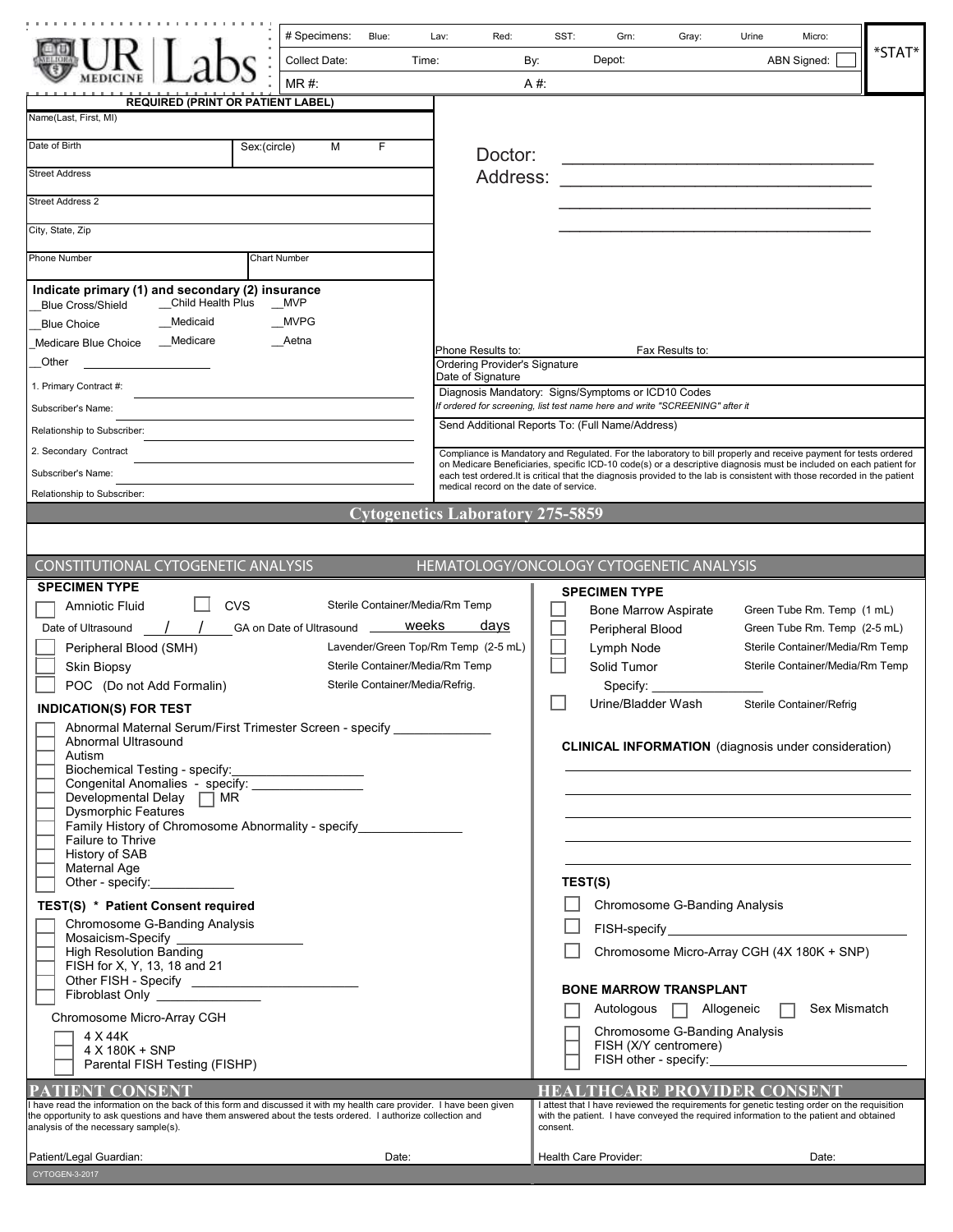UR | Labs
MEDICINE

| # Specimens: | Blue: | Lav: | Red: | SST: | Grn: | Gray: | Urine | Micro: |
|---|---|---|---|---|---|---|---|---|
| Collect Date: | Time: | By: | Depot: | ABN Signed: ☐ | | | | |
| MR #: | | A #: | | | | | | |

*STAT*

**REQUIRED (PRINT OR PATIENT LABEL)**

Name(Last, First, MI)

Date of Birth — Sex:(circle) M F

Street Address

Street Address 2

City, State, Zip

Phone Number — Chart Number

Doctor: ______________________

Address: ______________________

______________________

______________________

**Indicate primary (1) and secondary (2) insurance**

__Blue Cross/Shield __Child Health Plus __MVP
__Blue Choice __Medicaid __MVPG
_Medicare Blue Choice __Medicare __Aetna
__Other ____________

1. Primary Contract #: ______________________

Subscriber's Name: ______________________

Relationship to Subscriber: ______________________

2. Secondary Contract ______________________

Subscriber's Name: ______________________

Relationship to Subscriber: ______________________

Phone Results to: — Fax Results to:

Ordering Provider's Signature

Date of Signature

Diagnosis Mandatory: Signs/Symptoms or ICD10 Codes

*If ordered for screening, list test name here and write "SCREENING" after it*

Send Additional Reports To: (Full Name/Address)

Compliance is Mandatory and Regulated. For the laboratory to bill properly and receive payment for tests ordered on Medicare Beneficiaries, specific ICD-10 code(s) or a descriptive diagnosis must be included on each patient for each test ordered.It is critical that the diagnosis provided to the lab is consistent with those recorded in the patient medical record on the date of service.

## Cytogenetics Laboratory 275-5859

### CONSTITUTIONAL CYTOGENETIC ANALYSIS

**SPECIMEN TYPE**

- ☐ Amniotic Fluid ☐ CVS — Sterile Container/Media/Rm Temp
- Date of Ultrasound ___/___/___ GA on Date of Ultrasound ____ weeks ____ days
- ☐ Peripheral Blood (SMH) — Lavender/Green Top/Rm Temp (2-5 mL)
- ☐ Skin Biopsy — Sterile Container/Media/Rm Temp
- ☐ POC (Do not Add Formalin) — Sterile Container/Media/Refrig.

**INDICATION(S) FOR TEST**

- ☐ Abnormal Maternal Serum/First Trimester Screen - specify ____________
- ☐ Abnormal Ultrasound
- ☐ Autism
- ☐ Biochemical Testing - specify: ____________
- ☐ Congenital Anomalies - specify: ____________
- ☐ Developmental Delay ☐ MR
- ☐ Dysmorphic Features
- ☐ Family History of Chromosome Abnormality - specify ____________
- ☐ Failure to Thrive
- ☐ History of SAB
- ☐ Maternal Age
- ☐ Other - specify: ____________

**TEST(S) * Patient Consent required**

- ☐ Chromosome G-Banding Analysis
- ☐ Mosaicism-Specify ____________
- ☐ High Resolution Banding
- ☐ FISH for X, Y, 13, 18 and 21
- ☐ Other FISH - Specify ____________
- ☐ Fibroblast Only ____________

Chromosome Micro-Array CGH

- ☐ 4 X 44K
- ☐ 4 X 180K + SNP
- ☐ Parental FISH Testing (FISHP)

### HEMATOLOGY/ONCOLOGY CYTOGENETIC ANALYSIS

**SPECIMEN TYPE**

- ☐ Bone Marrow Aspirate — Green Tube Rm. Temp (1 mL)
- ☐ Peripheral Blood — Green Tube Rm. Temp (2-5 mL)
- ☐ Lymph Node — Sterile Container/Media/Rm Temp
- ☐ Solid Tumor — Sterile Container/Media/Rm Temp
  - Specify: ____________
- ☐ Urine/Bladder Wash — Sterile Container/Refrig

**CLINICAL INFORMATION** (diagnosis under consideration)

______________________

______________________

______________________

______________________

______________________

**TEST(S)**

- ☐ Chromosome G-Banding Analysis
- ☐ FISH-specify ____________
- ☐ Chromosome Micro-Array CGH (4X 180K + SNP)

**BONE MARROW TRANSPLANT**

- ☐ Autologous ☐ Allogeneic ☐ Sex Mismatch
- ☐ Chromosome G-Banding Analysis
- ☐ FISH (X/Y centromere)
- ☐ FISH other - specify: ____________

## PATIENT CONSENT

I have read the information on the back of this form and discussed it with my health care provider. I have been given the opportunity to ask questions and have them answered about the tests ordered. I authorize collection and analysis of the necessary sample(s).

Patient/Legal Guardian: ____________ Date: ____________

## HEALTHCARE PROVIDER CONSENT

I attest that I have reviewed the requirements for genetic testing order on the requisition with the patient. I have conveyed the required information to the patient and obtained consent.

Health Care Provider: ____________ Date: ____________

CYTOGEN-3-2017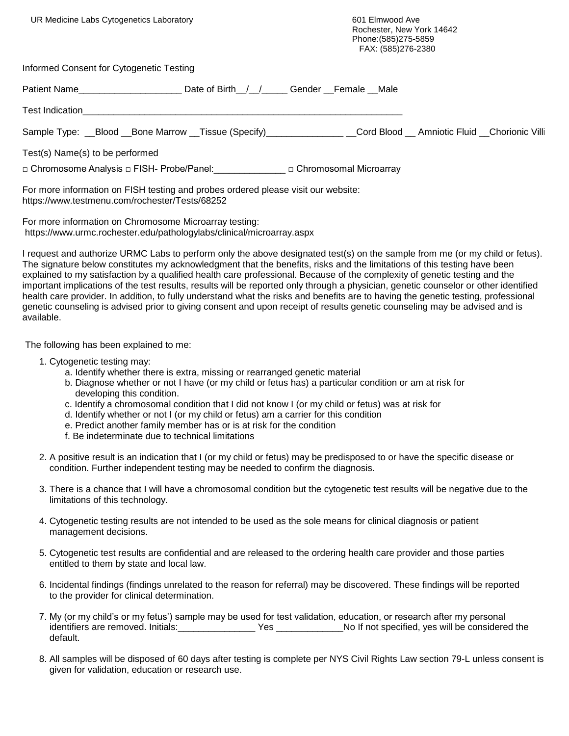UR Medicine Labs Cytogenetics Laboratory

601 Elmwood Ave
Rochester, New York 14642
Phone:(585)275-5859
FAX: (585)276-2380

Informed Consent for Cytogenetic Testing

Patient Name____________________ Date of Birth__/__/_____ Gender __Female __Male

Test Indication_________________________________________________________________

Sample Type: __Blood __Bone Marrow __Tissue (Specify)_______________ __Cord Blood __ Amniotic Fluid __Chorionic Villi

Test(s) Name(s) to be performed

□ Chromosome Analysis □ FISH- Probe/Panel:______________ □ Chromosomal Microarray

For more information on FISH testing and probes ordered please visit our website:
https://www.testmenu.com/rochester/Tests/68252

For more information on Chromosome Microarray testing:
https://www.urmc.rochester.edu/pathologylabs/clinical/microarray.aspx

I request and authorize URMC Labs to perform only the above designated test(s) on the sample from me (or my child or fetus). The signature below constitutes my acknowledgment that the benefits, risks and the limitations of this testing have been explained to my satisfaction by a qualified health care professional. Because of the complexity of genetic testing and the important implications of the test results, results will be reported only through a physician, genetic counselor or other identified health care provider. In addition, to fully understand what the risks and benefits are to having the genetic testing, professional genetic counseling is advised prior to giving consent and upon receipt of results genetic counseling may be advised and is available.

The following has been explained to me:

1. Cytogenetic testing may:
   a. Identify whether there is extra, missing or rearranged genetic material
   b. Diagnose whether or not I have (or my child or fetus has) a particular condition or am at risk for developing this condition.
   c. Identify a chromosomal condition that I did not know I (or my child or fetus) was at risk for
   d. Identify whether or not I (or my child or fetus) am a carrier for this condition
   e. Predict another family member has or is at risk for the condition
   f. Be indeterminate due to technical limitations

2. A positive result is an indication that I (or my child or fetus) may be predisposed to or have the specific disease or condition. Further independent testing may be needed to confirm the diagnosis.

3. There is a chance that I will have a chromosomal condition but the cytogenetic test results will be negative due to the limitations of this technology.

4. Cytogenetic testing results are not intended to be used as the sole means for clinical diagnosis or patient management decisions.

5. Cytogenetic test results are confidential and are released to the ordering health care provider and those parties entitled to them by state and local law.

6. Incidental findings (findings unrelated to the reason for referral) may be discovered. These findings will be reported to the provider for clinical determination.

7. My (or my child's or my fetus') sample may be used for test validation, education, or research after my personal identifiers are removed. Initials:_______________ Yes _____________No If not specified, yes will be considered the default.

8. All samples will be disposed of 60 days after testing is complete per NYS Civil Rights Law section 79-L unless consent is given for validation, education or research use.